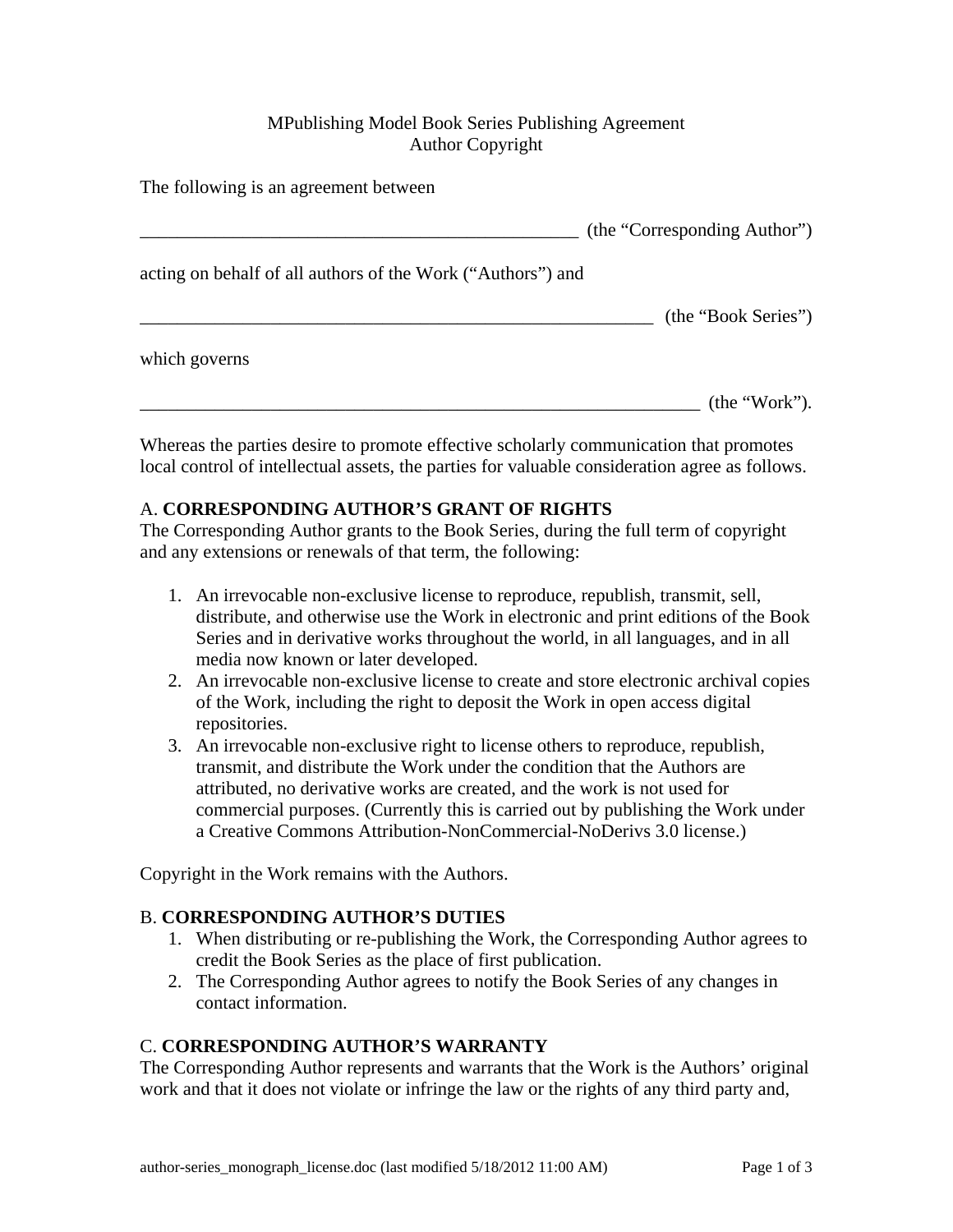MPublishing Model Book Series Publishing Agreement
Author Copyright

The following is an agreement between

_________________________________________________ (the "Corresponding Author")

acting on behalf of all authors of the Work ("Authors") and

_________________________________________________________ (the "Book Series")

which governs

______________________________________________________________ (the "Work").

Whereas the parties desire to promote effective scholarly communication that promotes local control of intellectual assets, the parties for valuable consideration agree as follows.

A. **CORRESPONDING AUTHOR'S GRANT OF RIGHTS**

The Corresponding Author grants to the Book Series, during the full term of copyright and any extensions or renewals of that term, the following:

1. An irrevocable non-exclusive license to reproduce, republish, transmit, sell, distribute, and otherwise use the Work in electronic and print editions of the Book Series and in derivative works throughout the world, in all languages, and in all media now known or later developed.
2. An irrevocable non-exclusive license to create and store electronic archival copies of the Work, including the right to deposit the Work in open access digital repositories.
3. An irrevocable non-exclusive right to license others to reproduce, republish, transmit, and distribute the Work under the condition that the Authors are attributed, no derivative works are created, and the work is not used for commercial purposes. (Currently this is carried out by publishing the Work under a Creative Commons Attribution-NonCommercial-NoDerivs 3.0 license.)

Copyright in the Work remains with the Authors.

B. **CORRESPONDING AUTHOR'S DUTIES**

1. When distributing or re-publishing the Work, the Corresponding Author agrees to credit the Book Series as the place of first publication.
2. The Corresponding Author agrees to notify the Book Series of any changes in contact information.

C. **CORRESPONDING AUTHOR'S WARRANTY**

The Corresponding Author represents and warrants that the Work is the Authors' original work and that it does not violate or infringe the law or the rights of any third party and,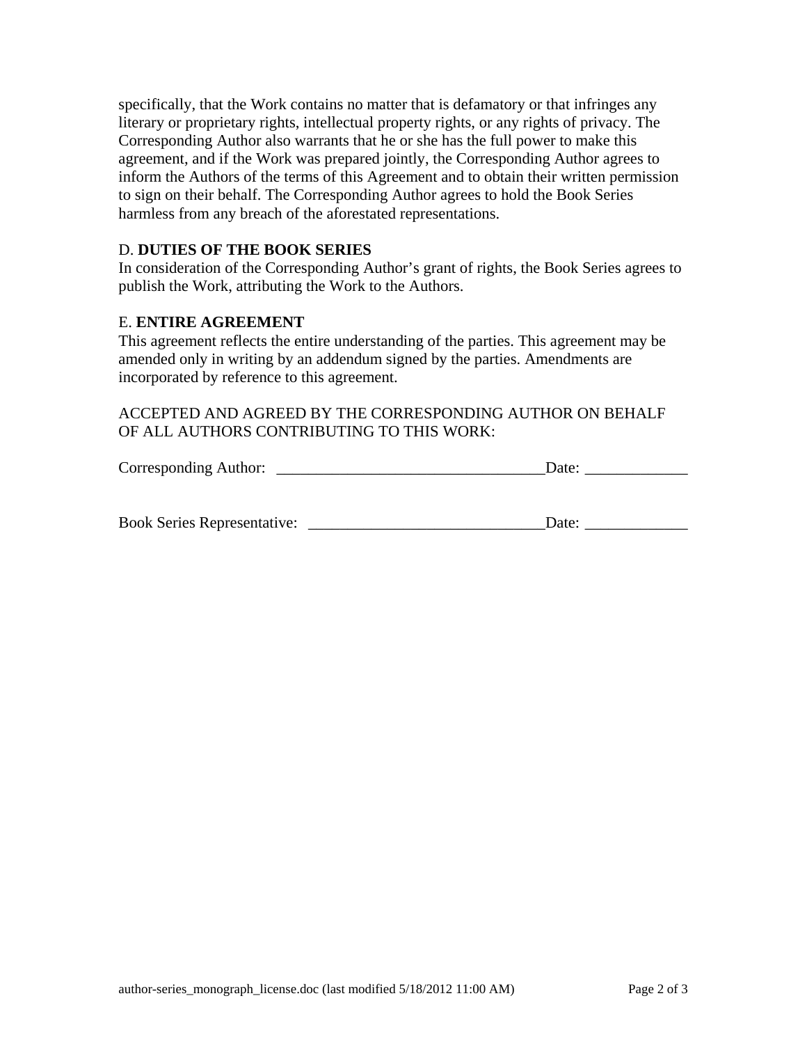specifically, that the Work contains no matter that is defamatory or that infringes any literary or proprietary rights, intellectual property rights, or any rights of privacy. The Corresponding Author also warrants that he or she has the full power to make this agreement, and if the Work was prepared jointly, the Corresponding Author agrees to inform the Authors of the terms of this Agreement and to obtain their written permission to sign on their behalf. The Corresponding Author agrees to hold the Book Series harmless from any breach of the aforestated representations.

D. **DUTIES OF THE BOOK SERIES**

In consideration of the Corresponding Author's grant of rights, the Book Series agrees to publish the Work, attributing the Work to the Authors.

E. **ENTIRE AGREEMENT**

This agreement reflects the entire understanding of the parties. This agreement may be amended only in writing by an addendum signed by the parties. Amendments are incorporated by reference to this agreement.

ACCEPTED AND AGREED BY THE CORRESPONDING AUTHOR ON BEHALF OF ALL AUTHORS CONTRIBUTING TO THIS WORK:

Corresponding Author: __________________________________Date: _____________

Book Series Representative: ______________________________Date: _____________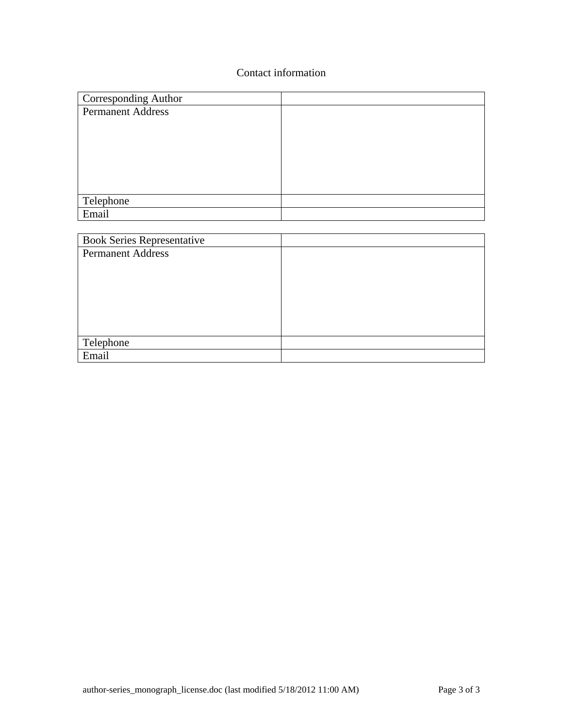Contact information

| | |
|---|---|
| Corresponding Author | |
| Permanent Address | |
| Telephone | |
| Email | |

| | |
|---|---|
| Book Series Representative | |
| Permanent Address | |
| Telephone | |
| Email | |